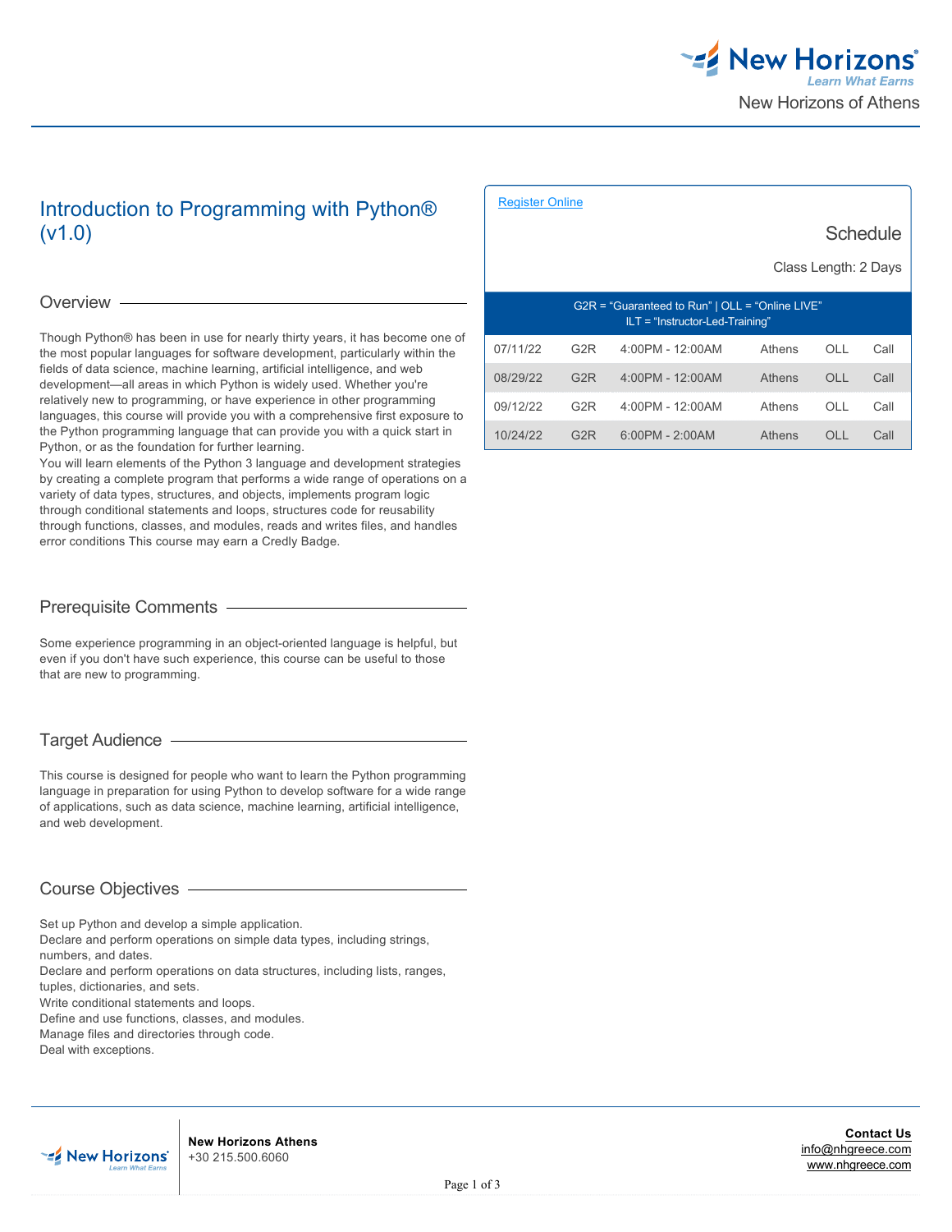New Horizons of Athens

# Introduction to Programming with Python® (v1.0)

[Register Online](#)

## Schedule

Class Length: 2 Days

| G2R = "Guaranteed to Run" \| OLL = "Online LIVE" ILT = "Instructor-Led-Training" | | | | | |
|---|---|---|---|---|---|
| 07/11/22 | G2R | 4:00PM - 12:00AM | Athens | OLL | Call |
| 08/29/22 | G2R | 4:00PM - 12:00AM | Athens | OLL | Call |
| 09/12/22 | G2R | 4:00PM - 12:00AM | Athens | OLL | Call |
| 10/24/22 | G2R | 6:00PM - 2:00AM | Athens | OLL | Call |

## Overview

Though Python® has been in use for nearly thirty years, it has become one of the most popular languages for software development, particularly within the fields of data science, machine learning, artificial intelligence, and web development—all areas in which Python is widely used. Whether you're relatively new to programming, or have experience in other programming languages, this course will provide you with a comprehensive first exposure to the Python programming language that can provide you with a quick start in Python, or as the foundation for further learning.
You will learn elements of the Python 3 language and development strategies by creating a complete program that performs a wide range of operations on a variety of data types, structures, and objects, implements program logic through conditional statements and loops, structures code for reusability through functions, classes, and modules, reads and writes files, and handles error conditions This course may earn a Credly Badge.

## Prerequisite Comments

Some experience programming in an object-oriented language is helpful, but even if you don't have such experience, this course can be useful to those that are new to programming.

## Target Audience

This course is designed for people who want to learn the Python programming language in preparation for using Python to develop software for a wide range of applications, such as data science, machine learning, artificial intelligence, and web development.

## Course Objectives

Set up Python and develop a simple application.
Declare and perform operations on simple data types, including strings, numbers, and dates.
Declare and perform operations on data structures, including lists, ranges, tuples, dictionaries, and sets.
Write conditional statements and loops.
Define and use functions, classes, and modules.
Manage files and directories through code.
Deal with exceptions.

**New Horizons Athens**
+30 215.500.6060

**Contact Us**
info@nhgreece.com
www.nhgreece.com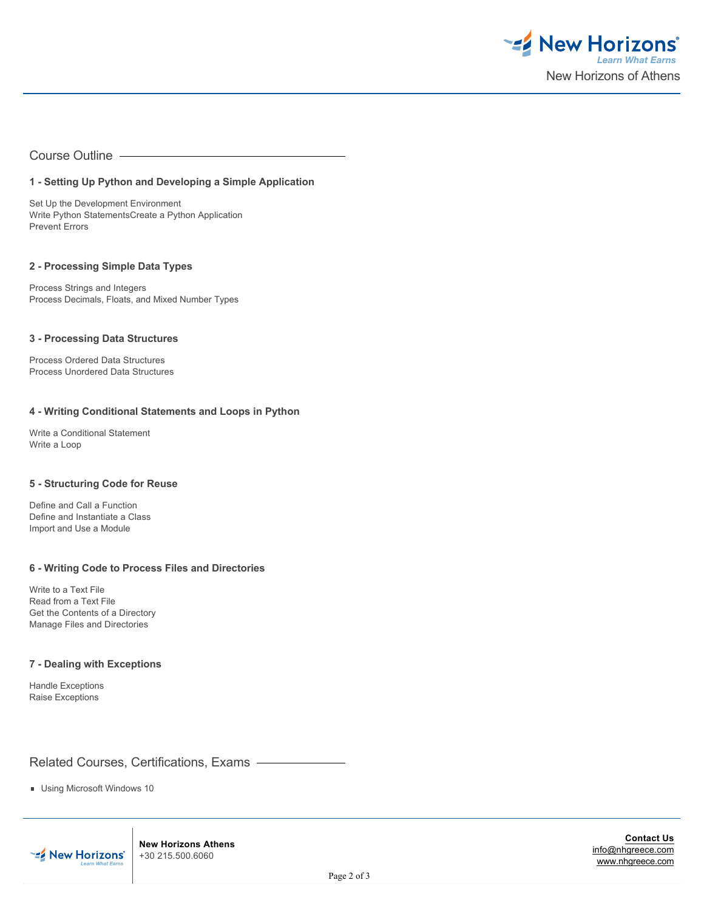## Course Outline

### 1 - Setting Up Python and Developing a Simple Application

Set Up the Development Environment
Write Python StatementsCreate a Python Application
Prevent Errors

### 2 - Processing Simple Data Types

Process Strings and Integers
Process Decimals, Floats, and Mixed Number Types

### 3 - Processing Data Structures

Process Ordered Data Structures
Process Unordered Data Structures

### 4 - Writing Conditional Statements and Loops in Python

Write a Conditional Statement
Write a Loop

### 5 - Structuring Code for Reuse

Define and Call a Function
Define and Instantiate a Class
Import and Use a Module

### 6 - Writing Code to Process Files and Directories

Write to a Text File
Read from a Text File
Get the Contents of a Directory
Manage Files and Directories

### 7 - Dealing with Exceptions

Handle Exceptions
Raise Exceptions

## Related Courses, Certifications, Exams

- Using Microsoft Windows 10